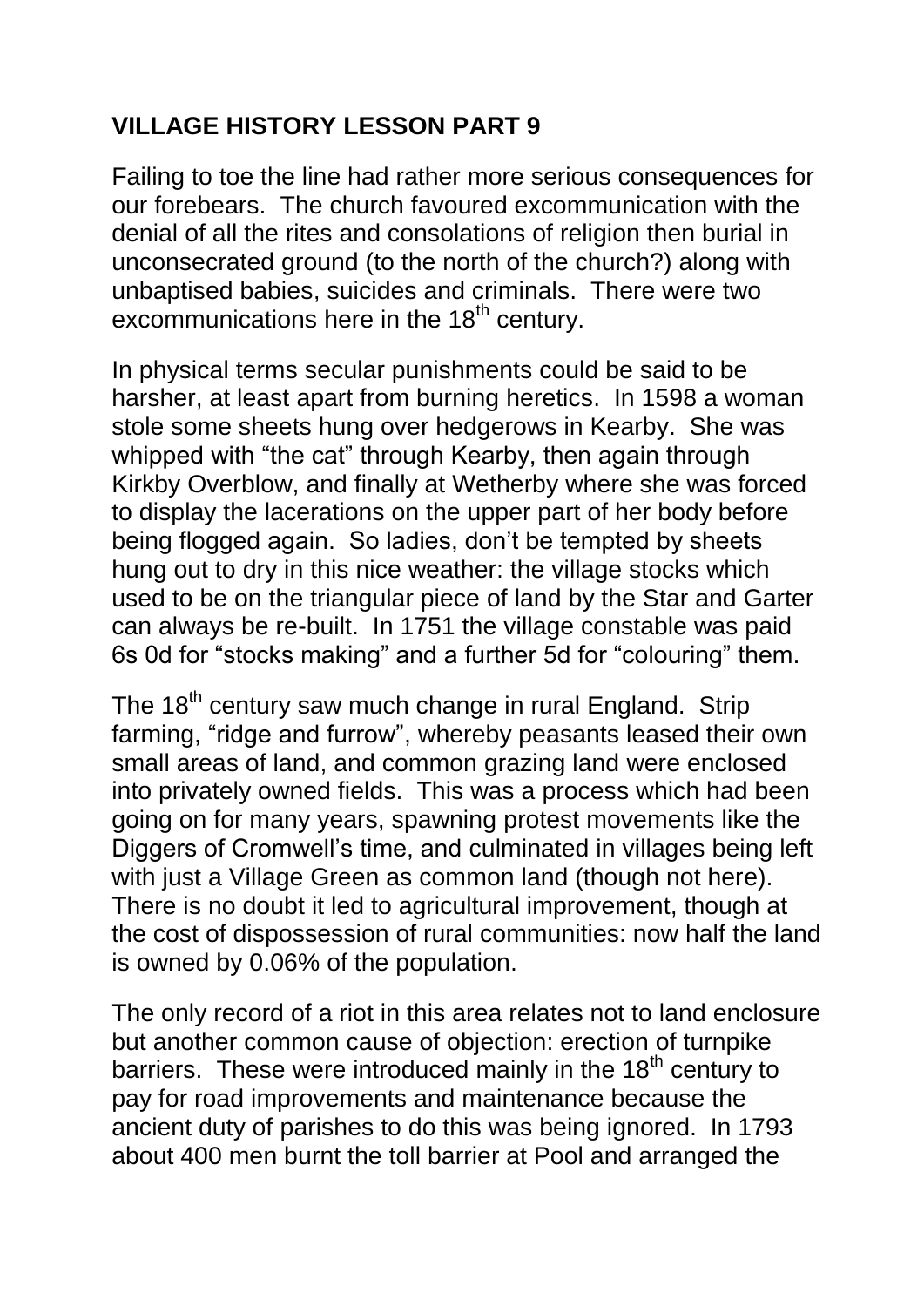## VILLAGE HISTORY LESSON PART 9

Failing to toe the line had rather more serious consequences for our forebears. The church favoured excommunication with the denial of all the rites and consolations of religion then burial in unconsecrated ground (to the north of the church?) along with unbaptised babies, suicides and criminals. There were two excommunications here in the 18th century.

In physical terms secular punishments could be said to be harsher, at least apart from burning heretics. In 1598 a woman stole some sheets hung over hedgerows in Kearby. She was whipped with "the cat" through Kearby, then again through Kirkby Overblow, and finally at Wetherby where she was forced to display the lacerations on the upper part of her body before being flogged again. So ladies, don't be tempted by sheets hung out to dry in this nice weather: the village stocks which used to be on the triangular piece of land by the Star and Garter can always be re-built. In 1751 the village constable was paid 6s 0d for "stocks making" and a further 5d for "colouring" them.

The 18th century saw much change in rural England. Strip farming, "ridge and furrow", whereby peasants leased their own small areas of land, and common grazing land were enclosed into privately owned fields. This was a process which had been going on for many years, spawning protest movements like the Diggers of Cromwell's time, and culminated in villages being left with just a Village Green as common land (though not here). There is no doubt it led to agricultural improvement, though at the cost of dispossession of rural communities: now half the land is owned by 0.06% of the population.

The only record of a riot in this area relates not to land enclosure but another common cause of objection: erection of turnpike barriers. These were introduced mainly in the 18th century to pay for road improvements and maintenance because the ancient duty of parishes to do this was being ignored. In 1793 about 400 men burnt the toll barrier at Pool and arranged the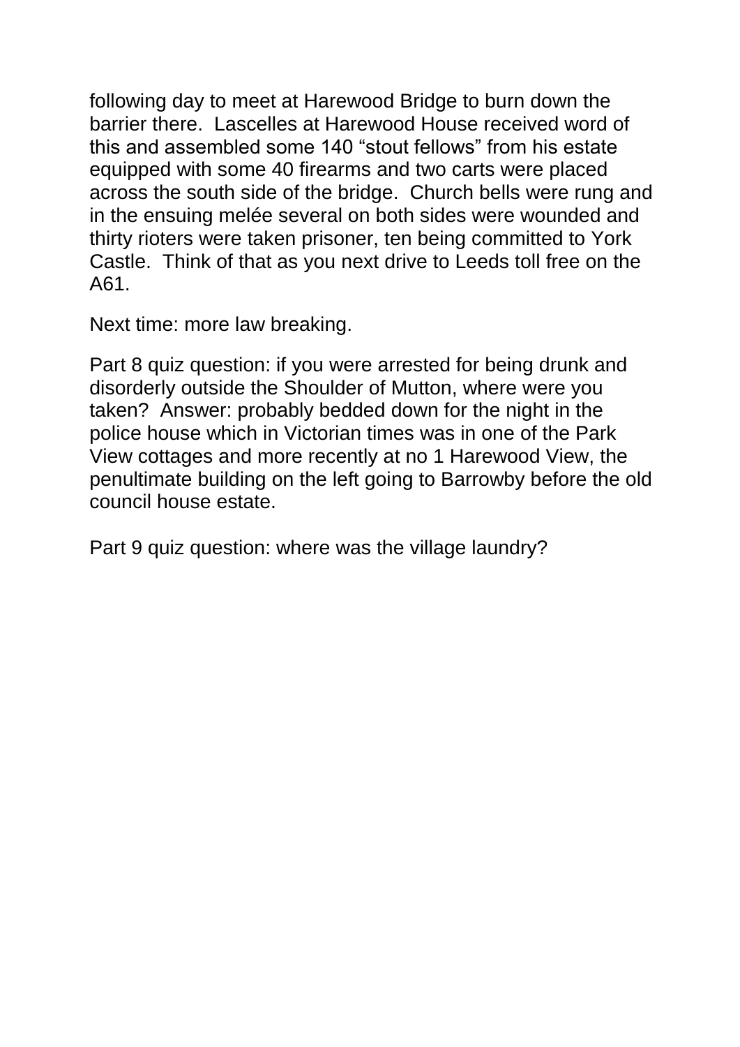following day to meet at Harewood Bridge to burn down the barrier there. Lascelles at Harewood House received word of this and assembled some 140 “stout fellows” from his estate equipped with some 40 firearms and two carts were placed across the south side of the bridge. Church bells were rung and in the ensuing melée several on both sides were wounded and thirty rioters were taken prisoner, ten being committed to York Castle. Think of that as you next drive to Leeds toll free on the A61.

Next time: more law breaking.

Part 8 quiz question: if you were arrested for being drunk and disorderly outside the Shoulder of Mutton, where were you taken? Answer: probably bedded down for the night in the police house which in Victorian times was in one of the Park View cottages and more recently at no 1 Harewood View, the penultimate building on the left going to Barrowby before the old council house estate.

Part 9 quiz question: where was the village laundry?